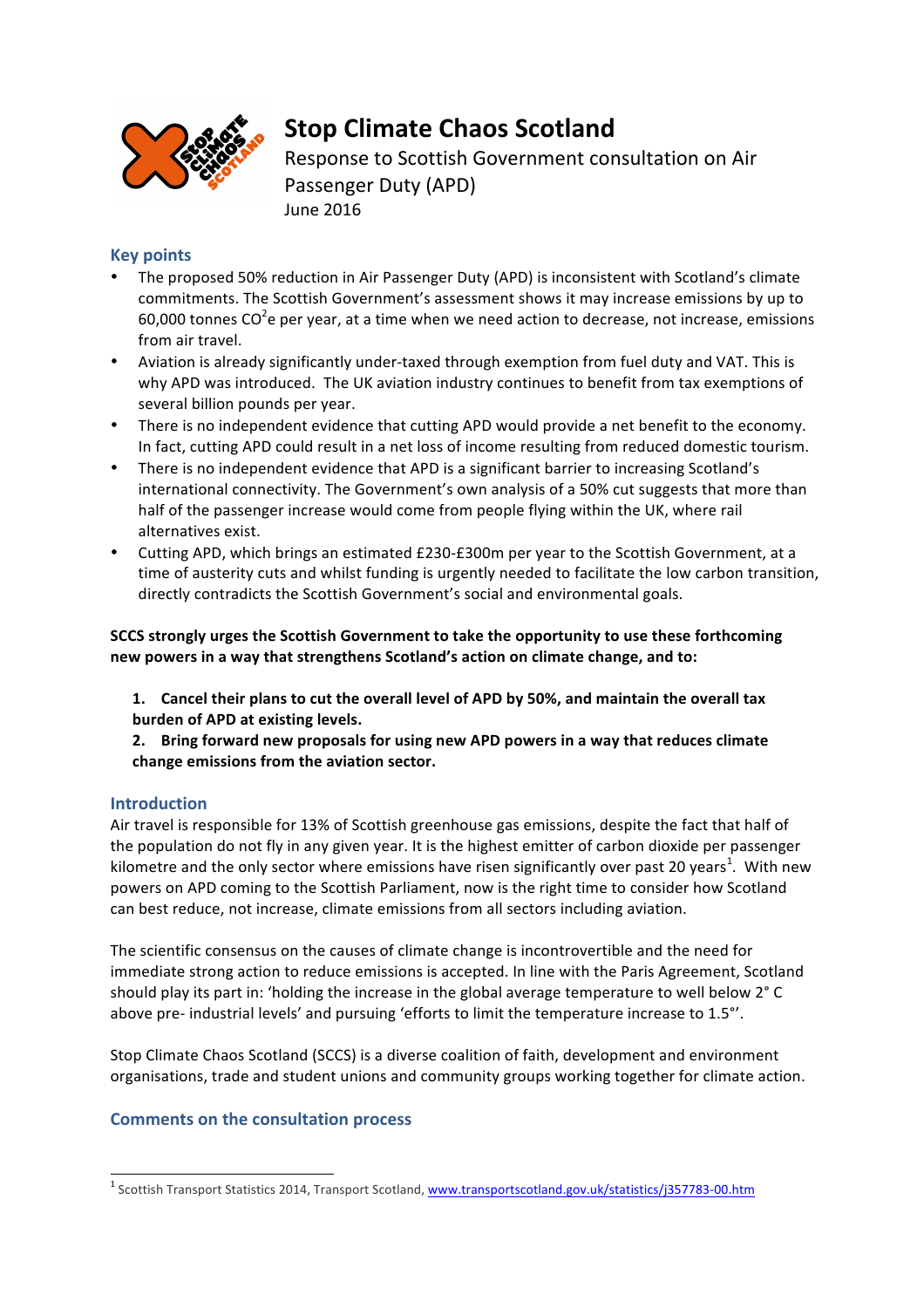# Stop Climate Chaos Scotland

Response to Scottish Government consultation on Air Passenger Duty (APD)

June 2016

## Key points

- The proposed 50% reduction in Air Passenger Duty (APD) is inconsistent with Scotland's climate commitments. The Scottish Government's assessment shows it may increase emissions by up to 60,000 tonnes $CO^2e$ per year, at a time when we need action to decrease, not increase, emissions from air travel.
- Aviation is already significantly under-taxed through exemption from fuel duty and VAT. This is why APD was introduced. The UK aviation industry continues to benefit from tax exemptions of several billion pounds per year.
- There is no independent evidence that cutting APD would provide a net benefit to the economy. In fact, cutting APD could result in a net loss of income resulting from reduced domestic tourism.
- There is no independent evidence that APD is a significant barrier to increasing Scotland's international connectivity. The Government's own analysis of a 50% cut suggests that more than half of the passenger increase would come from people flying within the UK, where rail alternatives exist.
- Cutting APD, which brings an estimated £230-£300m per year to the Scottish Government, at a time of austerity cuts and whilst funding is urgently needed to facilitate the low carbon transition, directly contradicts the Scottish Government's social and environmental goals.

**SCCS strongly urges the Scottish Government to take the opportunity to use these forthcoming new powers in a way that strengthens Scotland's action on climate change, and to:**

1. **Cancel their plans to cut the overall level of APD by 50%, and maintain the overall tax burden of APD at existing levels.**
2. **Bring forward new proposals for using new APD powers in a way that reduces climate change emissions from the aviation sector.**

## Introduction

Air travel is responsible for 13% of Scottish greenhouse gas emissions, despite the fact that half of the population do not fly in any given year. It is the highest emitter of carbon dioxide per passenger kilometre and the only sector where emissions have risen significantly over past 20 years[1]. With new powers on APD coming to the Scottish Parliament, now is the right time to consider how Scotland can best reduce, not increase, climate emissions from all sectors including aviation.

The scientific consensus on the causes of climate change is incontrovertible and the need for immediate strong action to reduce emissions is accepted. In line with the Paris Agreement, Scotland should play its part in: 'holding the increase in the global average temperature to well below 2° C above pre- industrial levels' and pursuing 'efforts to limit the temperature increase to 1.5°'.

Stop Climate Chaos Scotland (SCCS) is a diverse coalition of faith, development and environment organisations, trade and student unions and community groups working together for climate action.

## Comments on the consultation process

[1] Scottish Transport Statistics 2014, Transport Scotland, www.transportscotland.gov.uk/statistics/j357783-00.htm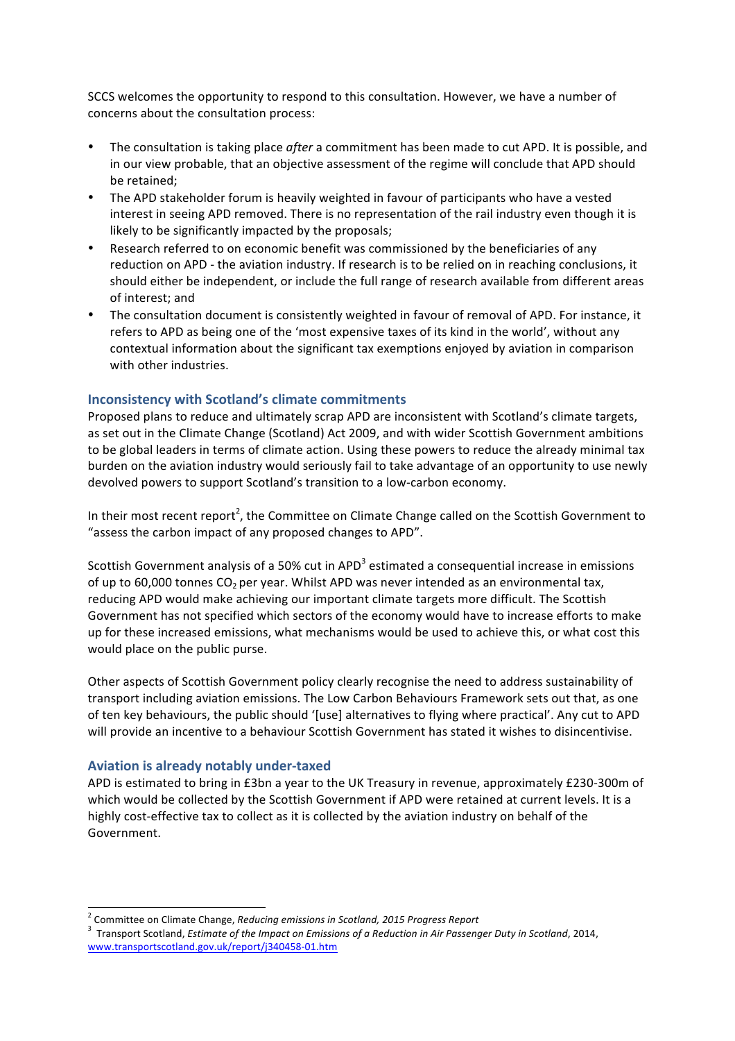SCCS welcomes the opportunity to respond to this consultation. However, we have a number of concerns about the consultation process:

- The consultation is taking place *after* a commitment has been made to cut APD. It is possible, and in our view probable, that an objective assessment of the regime will conclude that APD should be retained;
- The APD stakeholder forum is heavily weighted in favour of participants who have a vested interest in seeing APD removed. There is no representation of the rail industry even though it is likely to be significantly impacted by the proposals;
- Research referred to on economic benefit was commissioned by the beneficiaries of any reduction on APD - the aviation industry. If research is to be relied on in reaching conclusions, it should either be independent, or include the full range of research available from different areas of interest; and
- The consultation document is consistently weighted in favour of removal of APD. For instance, it refers to APD as being one of the 'most expensive taxes of its kind in the world', without any contextual information about the significant tax exemptions enjoyed by aviation in comparison with other industries.

## Inconsistency with Scotland's climate commitments

Proposed plans to reduce and ultimately scrap APD are inconsistent with Scotland's climate targets, as set out in the Climate Change (Scotland) Act 2009, and with wider Scottish Government ambitions to be global leaders in terms of climate action. Using these powers to reduce the already minimal tax burden on the aviation industry would seriously fail to take advantage of an opportunity to use newly devolved powers to support Scotland's transition to a low-carbon economy.

In their most recent report[2], the Committee on Climate Change called on the Scottish Government to "assess the carbon impact of any proposed changes to APD".

Scottish Government analysis of a 50% cut in APD[3] estimated a consequential increase in emissions of up to 60,000 tonnes $CO_2$ per year. Whilst APD was never intended as an environmental tax, reducing APD would make achieving our important climate targets more difficult. The Scottish Government has not specified which sectors of the economy would have to increase efforts to make up for these increased emissions, what mechanisms would be used to achieve this, or what cost this would place on the public purse.

Other aspects of Scottish Government policy clearly recognise the need to address sustainability of transport including aviation emissions. The Low Carbon Behaviours Framework sets out that, as one of ten key behaviours, the public should '[use] alternatives to flying where practical'. Any cut to APD will provide an incentive to a behaviour Scottish Government has stated it wishes to disincentivise.

## Aviation is already notably under-taxed

APD is estimated to bring in £3bn a year to the UK Treasury in revenue, approximately £230-300m of which would be collected by the Scottish Government if APD were retained at current levels. It is a highly cost-effective tax to collect as it is collected by the aviation industry on behalf of the Government.

---

[2] Committee on Climate Change, *Reducing emissions in Scotland, 2015 Progress Report*

[3] Transport Scotland, *Estimate of the Impact on Emissions of a Reduction in Air Passenger Duty in Scotland*, 2014, www.transportscotland.gov.uk/report/j340458-01.htm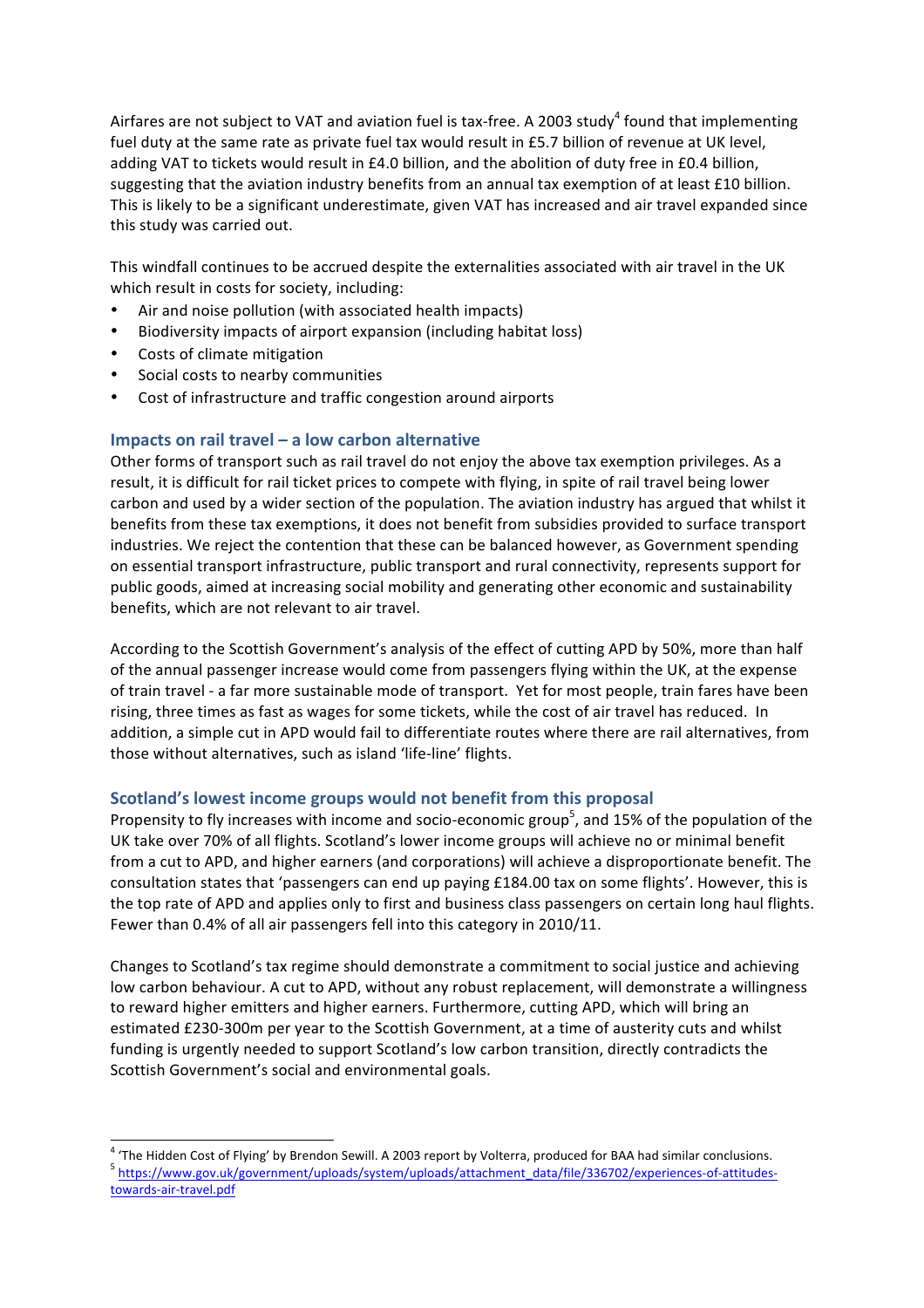Airfares are not subject to VAT and aviation fuel is tax-free. A 2003 study[4] found that implementing fuel duty at the same rate as private fuel tax would result in £5.7 billion of revenue at UK level, adding VAT to tickets would result in £4.0 billion, and the abolition of duty free in £0.4 billion, suggesting that the aviation industry benefits from an annual tax exemption of at least £10 billion. This is likely to be a significant underestimate, given VAT has increased and air travel expanded since this study was carried out.

This windfall continues to be accrued despite the externalities associated with air travel in the UK which result in costs for society, including:

- Air and noise pollution (with associated health impacts)
- Biodiversity impacts of airport expansion (including habitat loss)
- Costs of climate mitigation
- Social costs to nearby communities
- Cost of infrastructure and traffic congestion around airports

## Impacts on rail travel – a low carbon alternative

Other forms of transport such as rail travel do not enjoy the above tax exemption privileges. As a result, it is difficult for rail ticket prices to compete with flying, in spite of rail travel being lower carbon and used by a wider section of the population. The aviation industry has argued that whilst it benefits from these tax exemptions, it does not benefit from subsidies provided to surface transport industries. We reject the contention that these can be balanced however, as Government spending on essential transport infrastructure, public transport and rural connectivity, represents support for public goods, aimed at increasing social mobility and generating other economic and sustainability benefits, which are not relevant to air travel.

According to the Scottish Government's analysis of the effect of cutting APD by 50%, more than half of the annual passenger increase would come from passengers flying within the UK, at the expense of train travel - a far more sustainable mode of transport. Yet for most people, train fares have been rising, three times as fast as wages for some tickets, while the cost of air travel has reduced. In addition, a simple cut in APD would fail to differentiate routes where there are rail alternatives, from those without alternatives, such as island 'life-line' flights.

## Scotland's lowest income groups would not benefit from this proposal

Propensity to fly increases with income and socio-economic group[5], and 15% of the population of the UK take over 70% of all flights. Scotland's lower income groups will achieve no or minimal benefit from a cut to APD, and higher earners (and corporations) will achieve a disproportionate benefit. The consultation states that 'passengers can end up paying £184.00 tax on some flights'. However, this is the top rate of APD and applies only to first and business class passengers on certain long haul flights. Fewer than 0.4% of all air passengers fell into this category in 2010/11.

Changes to Scotland's tax regime should demonstrate a commitment to social justice and achieving low carbon behaviour. A cut to APD, without any robust replacement, will demonstrate a willingness to reward higher emitters and higher earners. Furthermore, cutting APD, which will bring an estimated £230-300m per year to the Scottish Government, at a time of austerity cuts and whilst funding is urgently needed to support Scotland's low carbon transition, directly contradicts the Scottish Government's social and environmental goals.

---

[4] 'The Hidden Cost of Flying' by Brendon Sewill. A 2003 report by Volterra, produced for BAA had similar conclusions.

[5] https://www.gov.uk/government/uploads/system/uploads/attachment_data/file/336702/experiences-of-attitudes-towards-air-travel.pdf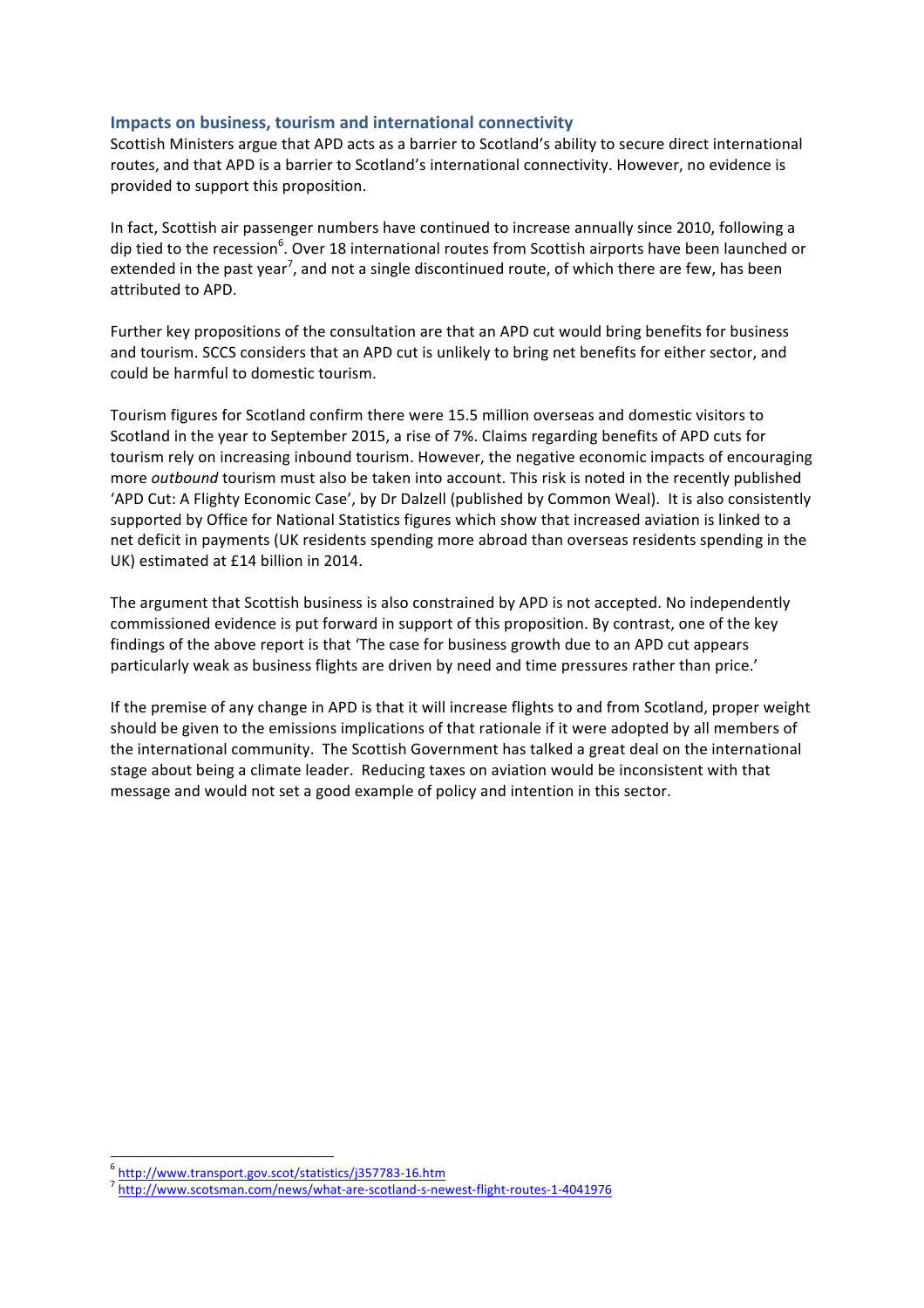### Impacts on business, tourism and international connectivity

Scottish Ministers argue that APD acts as a barrier to Scotland's ability to secure direct international routes, and that APD is a barrier to Scotland's international connectivity. However, no evidence is provided to support this proposition.

In fact, Scottish air passenger numbers have continued to increase annually since 2010, following a dip tied to the recession[6]. Over 18 international routes from Scottish airports have been launched or extended in the past year[7], and not a single discontinued route, of which there are few, has been attributed to APD.

Further key propositions of the consultation are that an APD cut would bring benefits for business and tourism. SCCS considers that an APD cut is unlikely to bring net benefits for either sector, and could be harmful to domestic tourism.

Tourism figures for Scotland confirm there were 15.5 million overseas and domestic visitors to Scotland in the year to September 2015, a rise of 7%. Claims regarding benefits of APD cuts for tourism rely on increasing inbound tourism. However, the negative economic impacts of encouraging more *outbound* tourism must also be taken into account. This risk is noted in the recently published 'APD Cut: A Flighty Economic Case', by Dr Dalzell (published by Common Weal). It is also consistently supported by Office for National Statistics figures which show that increased aviation is linked to a net deficit in payments (UK residents spending more abroad than overseas residents spending in the UK) estimated at £14 billion in 2014.

The argument that Scottish business is also constrained by APD is not accepted. No independently commissioned evidence is put forward in support of this proposition. By contrast, one of the key findings of the above report is that 'The case for business growth due to an APD cut appears particularly weak as business flights are driven by need and time pressures rather than price.'

If the premise of any change in APD is that it will increase flights to and from Scotland, proper weight should be given to the emissions implications of that rationale if it were adopted by all members of the international community. The Scottish Government has talked a great deal on the international stage about being a climate leader. Reducing taxes on aviation would be inconsistent with that message and would not set a good example of policy and intention in this sector.

---

[6] http://www.transport.gov.scot/statistics/j357783-16.htm

[7] http://www.scotsman.com/news/what-are-scotland-s-newest-flight-routes-1-4041976